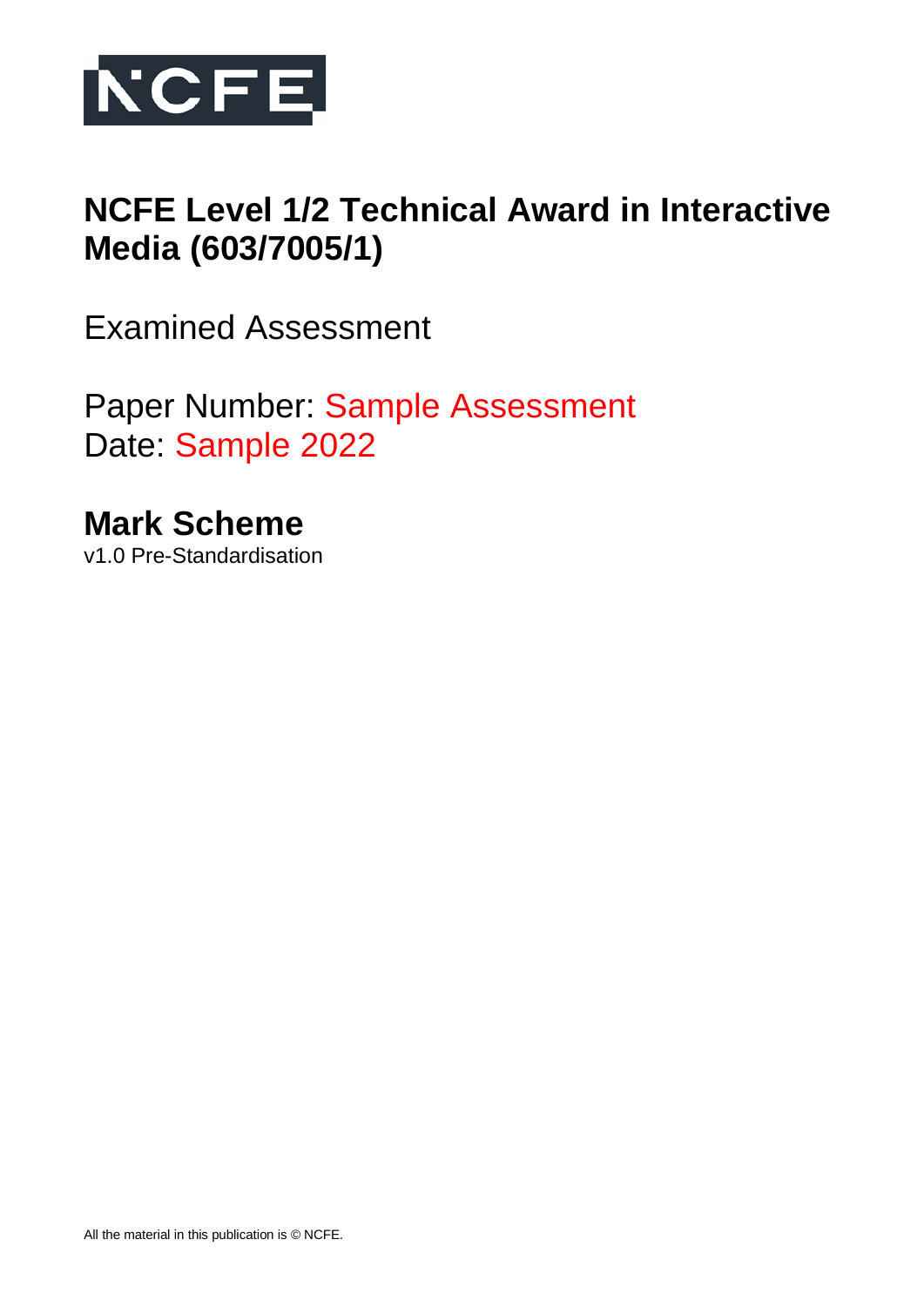NCFE

# NCFE Level 1/2 Technical Award in Interactive Media (603/7005/1)

Examined Assessment

Paper Number: Sample Assessment
Date: Sample 2022

## Mark Scheme

v1.0 Pre-Standardisation

All the material in this publication is © NCFE.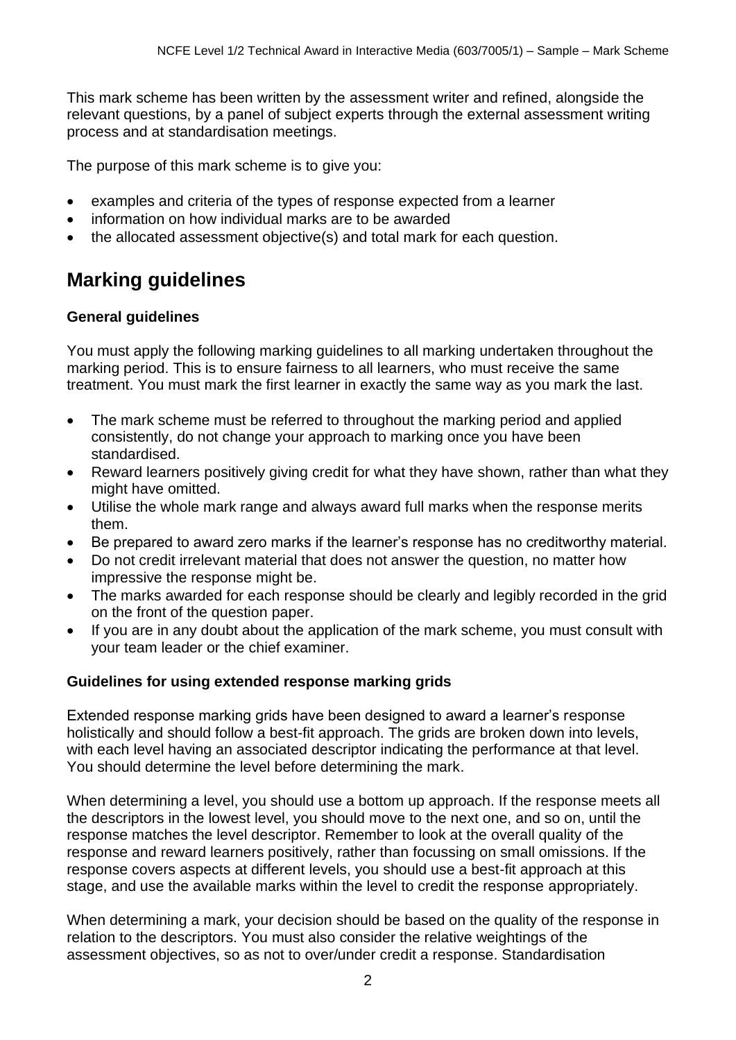This mark scheme has been written by the assessment writer and refined, alongside the relevant questions, by a panel of subject experts through the external assessment writing process and at standardisation meetings.

The purpose of this mark scheme is to give you:

- examples and criteria of the types of response expected from a learner
- information on how individual marks are to be awarded
- the allocated assessment objective(s) and total mark for each question.

## Marking guidelines

### General guidelines

You must apply the following marking guidelines to all marking undertaken throughout the marking period. This is to ensure fairness to all learners, who must receive the same treatment. You must mark the first learner in exactly the same way as you mark the last.

- The mark scheme must be referred to throughout the marking period and applied consistently, do not change your approach to marking once you have been standardised.
- Reward learners positively giving credit for what they have shown, rather than what they might have omitted.
- Utilise the whole mark range and always award full marks when the response merits them.
- Be prepared to award zero marks if the learner's response has no creditworthy material.
- Do not credit irrelevant material that does not answer the question, no matter how impressive the response might be.
- The marks awarded for each response should be clearly and legibly recorded in the grid on the front of the question paper.
- If you are in any doubt about the application of the mark scheme, you must consult with your team leader or the chief examiner.

### Guidelines for using extended response marking grids

Extended response marking grids have been designed to award a learner's response holistically and should follow a best-fit approach. The grids are broken down into levels, with each level having an associated descriptor indicating the performance at that level. You should determine the level before determining the mark.

When determining a level, you should use a bottom up approach. If the response meets all the descriptors in the lowest level, you should move to the next one, and so on, until the response matches the level descriptor. Remember to look at the overall quality of the response and reward learners positively, rather than focussing on small omissions. If the response covers aspects at different levels, you should use a best-fit approach at this stage, and use the available marks within the level to credit the response appropriately.

When determining a mark, your decision should be based on the quality of the response in relation to the descriptors. You must also consider the relative weightings of the assessment objectives, so as not to over/under credit a response. Standardisation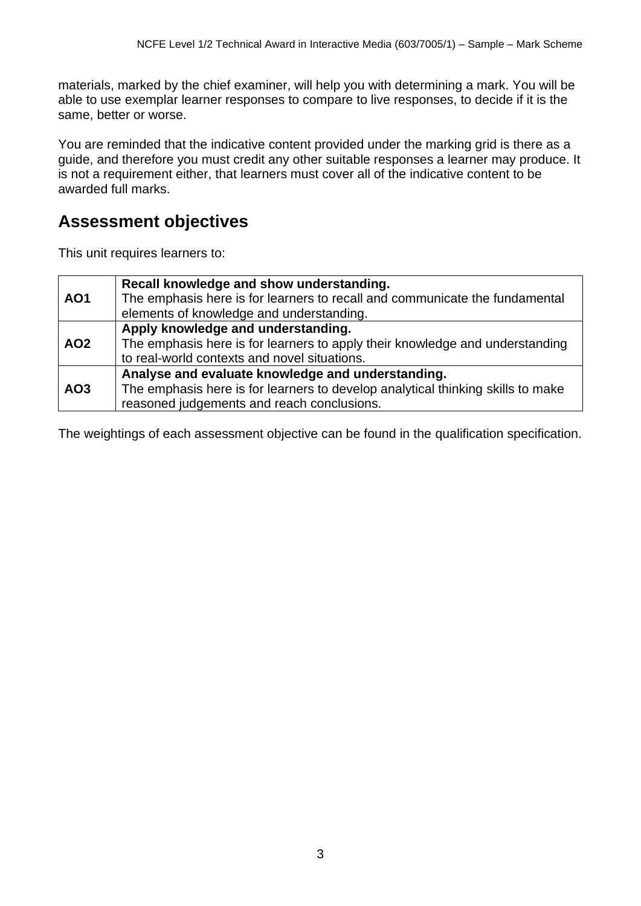materials, marked by the chief examiner, will help you with determining a mark. You will be able to use exemplar learner responses to compare to live responses, to decide if it is the same, better or worse.

You are reminded that the indicative content provided under the marking grid is there as a guide, and therefore you must credit any other suitable responses a learner may produce. It is not a requirement either, that learners must cover all of the indicative content to be awarded full marks.

## Assessment objectives

This unit requires learners to:

| | |
|---|---|
| **AO1** | **Recall knowledge and show understanding.** The emphasis here is for learners to recall and communicate the fundamental elements of knowledge and understanding. |
| **AO2** | **Apply knowledge and understanding.** The emphasis here is for learners to apply their knowledge and understanding to real-world contexts and novel situations. |
| **AO3** | **Analyse and evaluate knowledge and understanding.** The emphasis here is for learners to develop analytical thinking skills to make reasoned judgements and reach conclusions. |

The weightings of each assessment objective can be found in the qualification specification.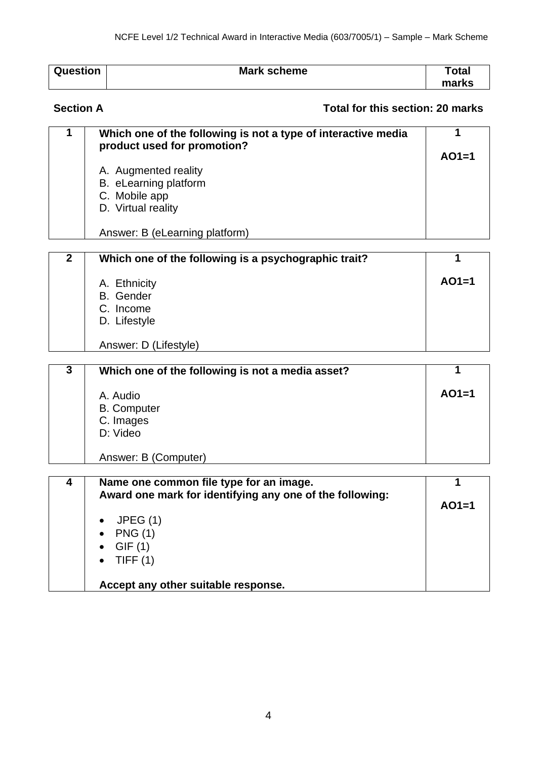| Question | Mark scheme | Total marks |
|---|---|---|

**Section A** **Total for this section: 20 marks**

| Question | Mark scheme | Total marks |
|---|---|---|
| 1 | **Which one of the following is not a type of interactive media product used for promotion?**<br><br>A. Augmented reality<br>B. eLearning platform<br>C. Mobile app<br>D. Virtual reality<br><br>Answer: B (eLearning platform) | **1**<br><br>**AO1=1** |
| 2 | **Which one of the following is a psychographic trait?**<br><br>A. Ethnicity<br>B. Gender<br>C. Income<br>D. Lifestyle<br><br>Answer: D (Lifestyle) | **1**<br><br>**AO1=1** |
| 3 | **Which one of the following is not a media asset?**<br><br>A. Audio<br>B. Computer<br>C. Images<br>D: Video<br><br>Answer: B (Computer) | **1**<br><br>**AO1=1** |
| 4 | **Name one common file type for an image.**<br>**Award one mark for identifying any one of the following:**<br><br>• JPEG (1)<br>• PNG (1)<br>• GIF (1)<br>• TIFF (1)<br><br>**Accept any other suitable response.** | **1**<br><br>**AO1=1** |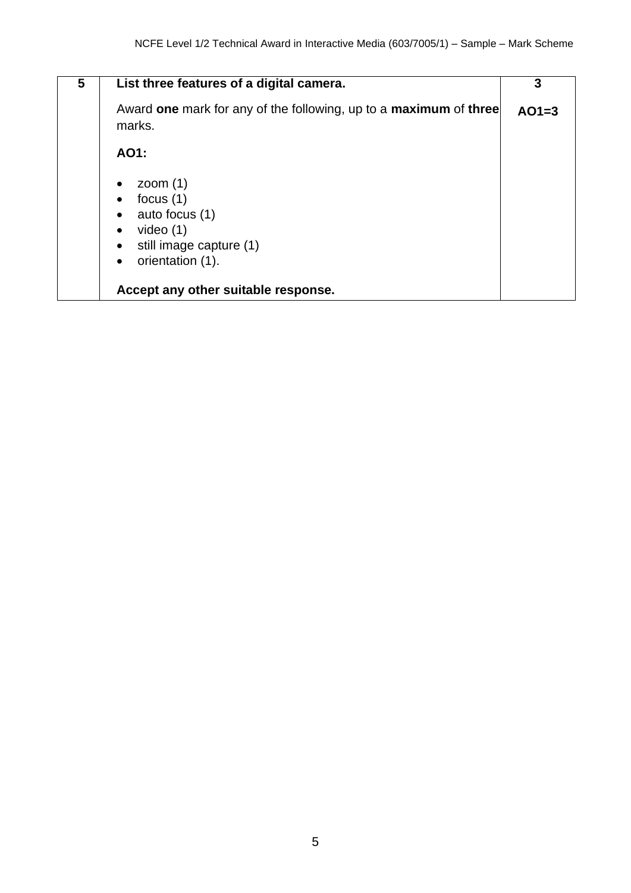| 5 | **List three features of a digital camera.** | **3** |
|---|---|---|
| | Award **one** mark for any of the following, up to a **maximum** of **three** marks.<br><br>**AO1:**<br><br>• zoom (1)<br>• focus (1)<br>• auto focus (1)<br>• video (1)<br>• still image capture (1)<br>• orientation (1).<br><br>**Accept any other suitable response.** | **AO1=3** |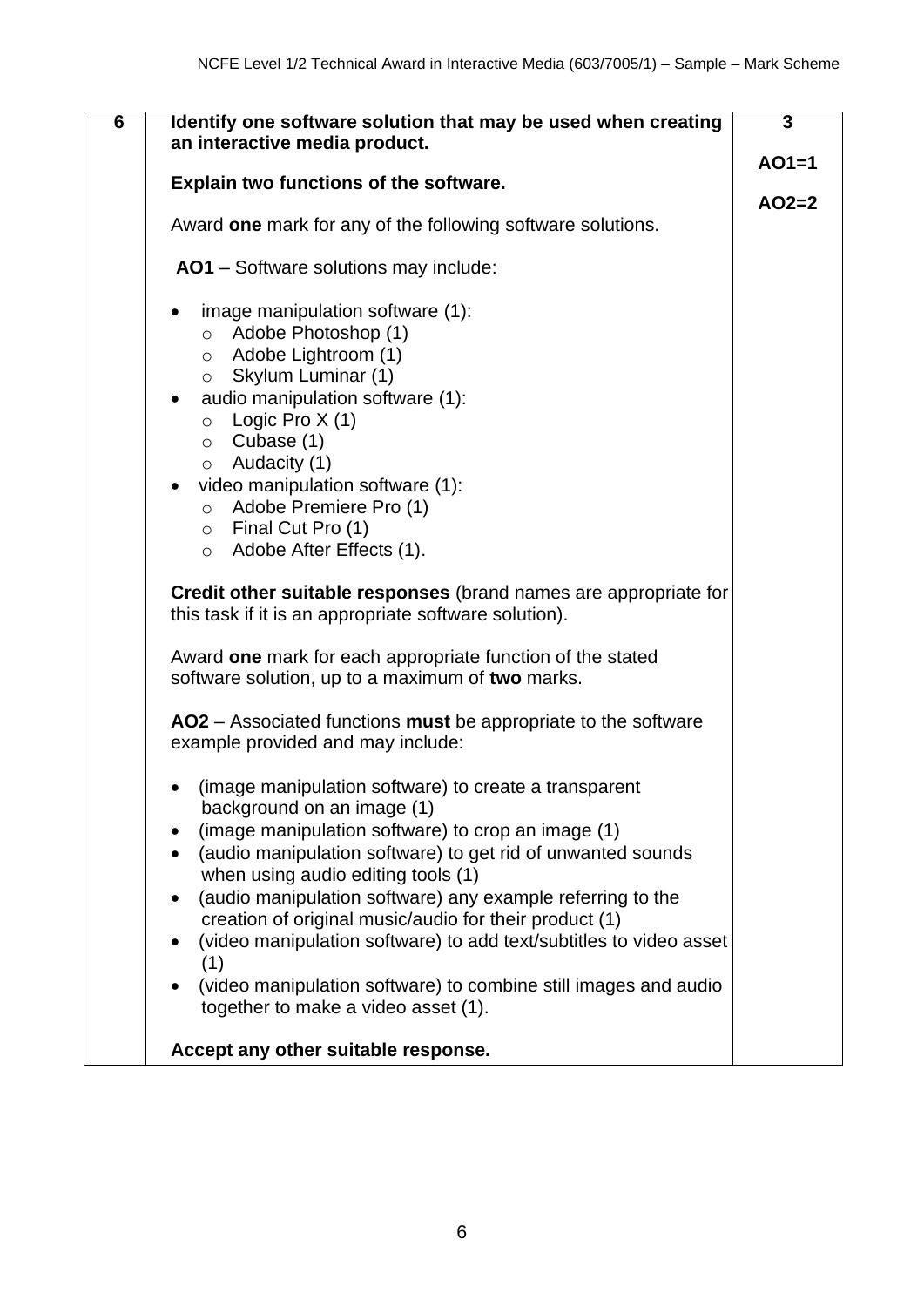| 6 | **Identify one software solution that may be used when creating an interactive media product.**<br><br>**Explain two functions of the software.**<br><br>Award **one** mark for any of the following software solutions.<br><br>**AO1** – Software solutions may include:<br><br>• image manipulation software (1):<br>  ○ Adobe Photoshop (1)<br>  ○ Adobe Lightroom (1)<br>  ○ Skylum Luminar (1)<br>• audio manipulation software (1):<br>  ○ Logic Pro X (1)<br>  ○ Cubase (1)<br>  ○ Audacity (1)<br>• video manipulation software (1):<br>  ○ Adobe Premiere Pro (1)<br>  ○ Final Cut Pro (1)<br>  ○ Adobe After Effects (1).<br><br>**Credit other suitable responses** (brand names are appropriate for this task if it is an appropriate software solution).<br><br>Award **one** mark for each appropriate function of the stated software solution, up to a maximum of **two** marks.<br><br>**AO2** – Associated functions **must** be appropriate to the software example provided and may include:<br><br>• (image manipulation software) to create a transparent background on an image (1)<br>• (image manipulation software) to crop an image (1)<br>• (audio manipulation software) to get rid of unwanted sounds when using audio editing tools (1)<br>• (audio manipulation software) any example referring to the creation of original music/audio for their product (1)<br>• (video manipulation software) to add text/subtitles to video asset (1)<br>• (video manipulation software) to combine still images and audio together to make a video asset (1).<br><br>**Accept any other suitable response.** | **3**<br><br>**AO1=1**<br><br>**AO2=2** |
|---|---|---|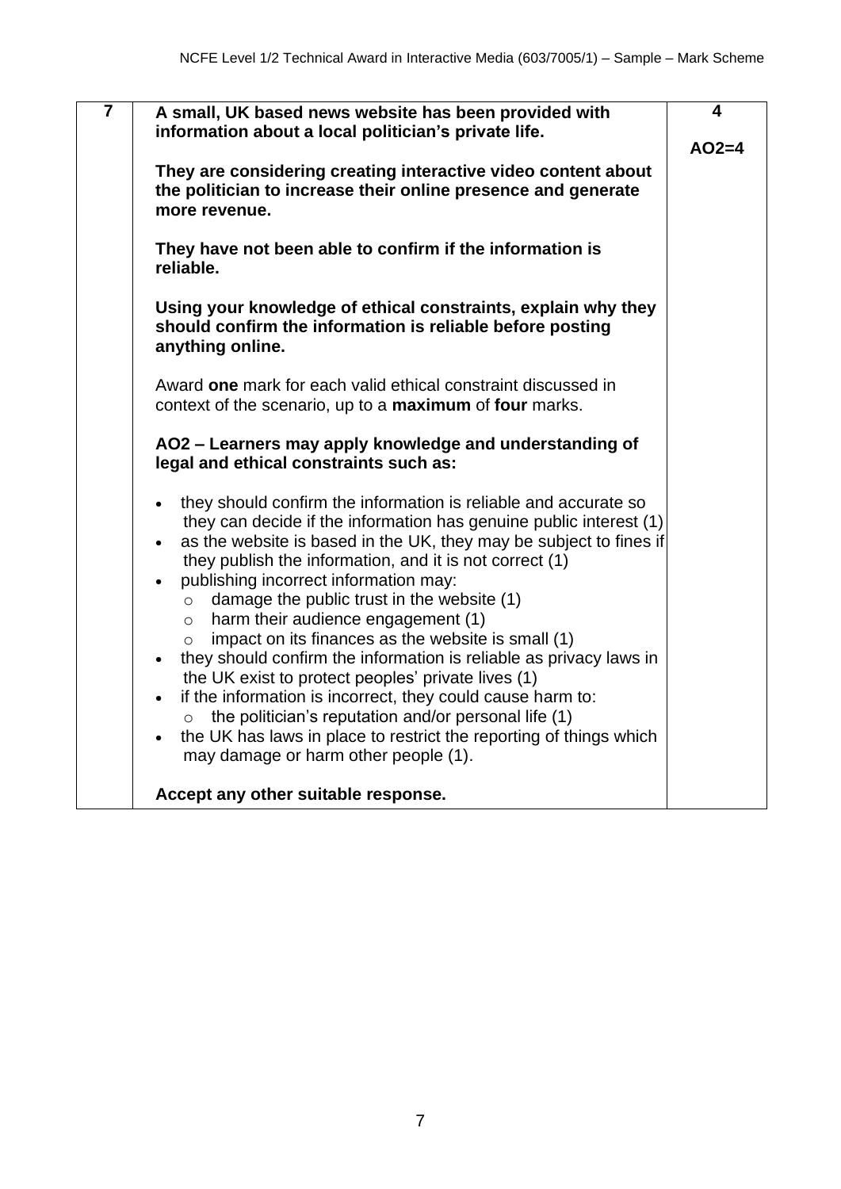| | | |
|---|---|---|
| **7** | **A small, UK based news website has been provided with information about a local politician's private life.**<br><br>**They are considering creating interactive video content about the politician to increase their online presence and generate more revenue.**<br><br>**They have not been able to confirm if the information is reliable.**<br><br>**Using your knowledge of ethical constraints, explain why they should confirm the information is reliable before posting anything online.**<br><br>Award **one** mark for each valid ethical constraint discussed in context of the scenario, up to a **maximum** of **four** marks.<br><br>**AO2 – Learners may apply knowledge and understanding of legal and ethical constraints such as:**<br><br>• they should confirm the information is reliable and accurate so they can decide if the information has genuine public interest (1)<br>• as the website is based in the UK, they may be subject to fines if they publish the information, and it is not correct (1)<br>• publishing incorrect information may:<br>&nbsp;&nbsp;&nbsp;&nbsp;○ damage the public trust in the website (1)<br>&nbsp;&nbsp;&nbsp;&nbsp;○ harm their audience engagement (1)<br>&nbsp;&nbsp;&nbsp;&nbsp;○ impact on its finances as the website is small (1)<br>• they should confirm the information is reliable as privacy laws in the UK exist to protect peoples' private lives (1)<br>• if the information is incorrect, they could cause harm to:<br>&nbsp;&nbsp;&nbsp;&nbsp;○ the politician's reputation and/or personal life (1)<br>• the UK has laws in place to restrict the reporting of things which may damage or harm other people (1).<br><br>**Accept any other suitable response.** | **4**<br><br>**AO2=4** |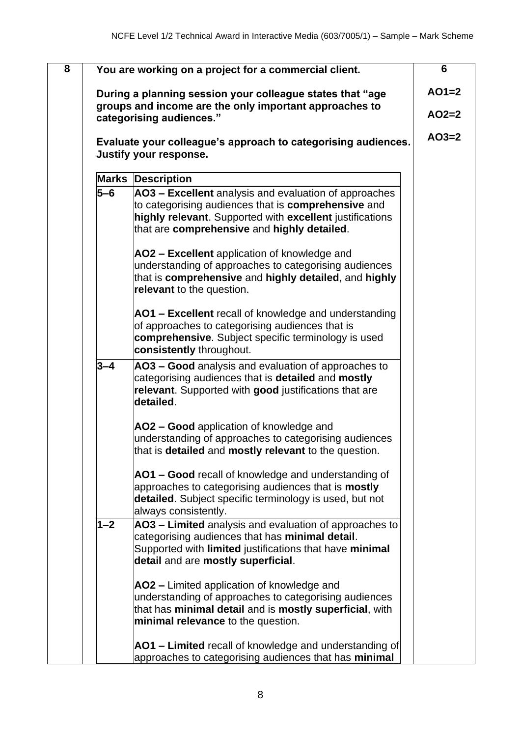| 8 | **You are working on a project for a commercial client.** | **6** |
|---|---|---|
| | **During a planning session your colleague states that "age groups and income are the only important approaches to categorising audiences."** | **AO1=2** |
| | | **AO2=2** |
| | **Evaluate your colleague's approach to categorising audiences. Justify your response.** | **AO3=2** |

| Marks | Description |
|---|---|
| **5–6** | **AO3 – Excellent** analysis and evaluation of approaches to categorising audiences that is **comprehensive** and **highly relevant**. Supported with **excellent** justifications that are **comprehensive** and **highly detailed**.<br><br>**AO2 – Excellent** application of knowledge and understanding of approaches to categorising audiences that is **comprehensive** and **highly detailed**, and **highly relevant** to the question.<br><br>**AO1 – Excellent** recall of knowledge and understanding of approaches to categorising audiences that is **comprehensive**. Subject specific terminology is used **consistently** throughout. |
| **3–4** | **AO3 – Good** analysis and evaluation of approaches to categorising audiences that is **detailed** and **mostly relevant**. Supported with **good** justifications that are **detailed**.<br><br>**AO2 – Good** application of knowledge and understanding of approaches to categorising audiences that is **detailed** and **mostly relevant** to the question.<br><br>**AO1 – Good** recall of knowledge and understanding of approaches to categorising audiences that is **mostly detailed**. Subject specific terminology is used, but not always consistently. |
| **1–2** | **AO3 – Limited** analysis and evaluation of approaches to categorising audiences that has **minimal detail**. Supported with **limited** justifications that have **minimal detail** and are **mostly superficial**.<br><br>**AO2 –** Limited application of knowledge and understanding of approaches to categorising audiences that has **minimal detail** and is **mostly superficial**, with **minimal relevance** to the question.<br><br>**AO1 – Limited** recall of knowledge and understanding of approaches to categorising audiences that has **minimal** |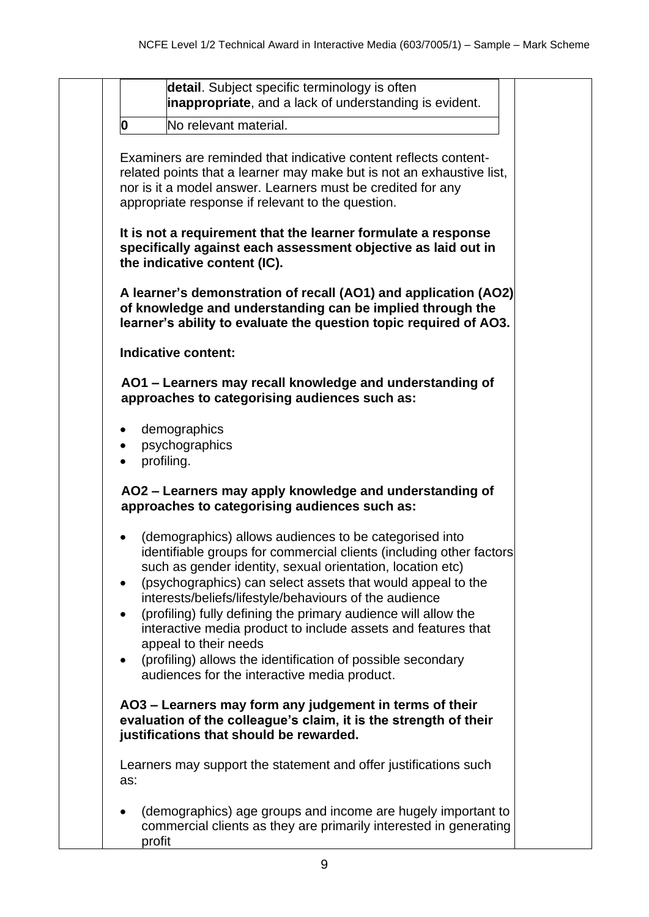| | |
|---|---|
| | **detail**. Subject specific terminology is often **inappropriate**, and a lack of understanding is evident. |
| **0** | No relevant material. |

Examiners are reminded that indicative content reflects content-related points that a learner may make but is not an exhaustive list, nor is it a model answer. Learners must be credited for any appropriate response if relevant to the question.

**It is not a requirement that the learner formulate a response specifically against each assessment objective as laid out in the indicative content (IC).**

**A learner's demonstration of recall (AO1) and application (AO2) of knowledge and understanding can be implied through the learner's ability to evaluate the question topic required of AO3.**

**Indicative content:**

**AO1 – Learners may recall knowledge and understanding of approaches to categorising audiences such as:**

- demographics
- psychographics
- profiling.

**AO2 – Learners may apply knowledge and understanding of approaches to categorising audiences such as:**

- (demographics) allows audiences to be categorised into identifiable groups for commercial clients (including other factors such as gender identity, sexual orientation, location etc)
- (psychographics) can select assets that would appeal to the interests/beliefs/lifestyle/behaviours of the audience
- (profiling) fully defining the primary audience will allow the interactive media product to include assets and features that appeal to their needs
- (profiling) allows the identification of possible secondary audiences for the interactive media product.

**AO3 – Learners may form any judgement in terms of their evaluation of the colleague's claim, it is the strength of their justifications that should be rewarded.**

Learners may support the statement and offer justifications such as:

- (demographics) age groups and income are hugely important to commercial clients as they are primarily interested in generating profit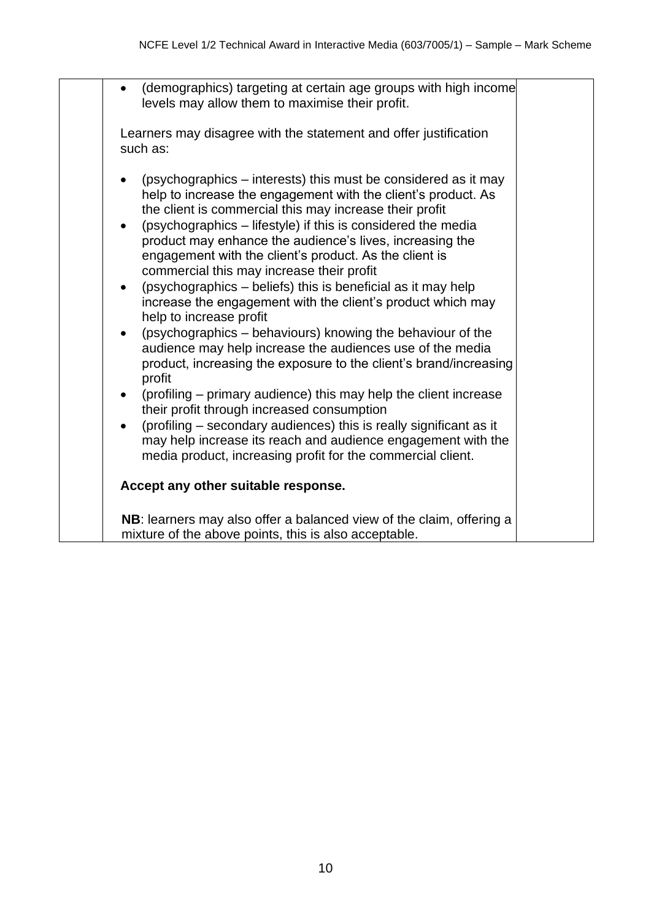| | | |
|---|---|---|
| | • (demographics) targeting at certain age groups with high income levels may allow them to maximise their profit.<br><br>Learners may disagree with the statement and offer justification such as:<br><br>• (psychographics – interests) this must be considered as it may help to increase the engagement with the client's product. As the client is commercial this may increase their profit<br>• (psychographics – lifestyle) if this is considered the media product may enhance the audience's lives, increasing the engagement with the client's product. As the client is commercial this may increase their profit<br>• (psychographics – beliefs) this is beneficial as it may help increase the engagement with the client's product which may help to increase profit<br>• (psychographics – behaviours) knowing the behaviour of the audience may help increase the audiences use of the media product, increasing the exposure to the client's brand/increasing profit<br>• (profiling – primary audience) this may help the client increase their profit through increased consumption<br>• (profiling – secondary audiences) this is really significant as it may help increase its reach and audience engagement with the media product, increasing profit for the commercial client.<br><br>**Accept any other suitable response.**<br><br>**NB**: learners may also offer a balanced view of the claim, offering a mixture of the above points, this is also acceptable. | |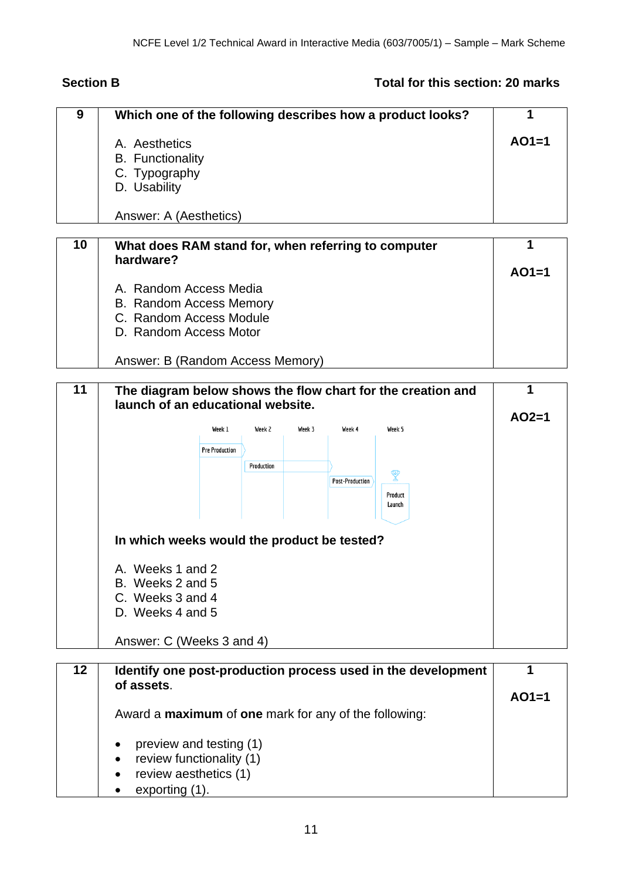**Section B** **Total for this section: 20 marks**

| 9 | **Which one of the following describes how a product looks?**<br><br>A. Aesthetics<br>B. Functionality<br>C. Typography<br>D. Usability<br><br>Answer: A (Aesthetics) | **1**<br><br>**AO1=1** |
|---|---|---|

| 10 | **What does RAM stand for, when referring to computer hardware?**<br><br>A. Random Access Media<br>B. Random Access Memory<br>C. Random Access Module<br>D. Random Access Motor<br><br>Answer: B (Random Access Memory) | **1**<br><br>**AO1=1** |
|---|---|---|

| 11 | **The diagram below shows the flow chart for the creation and launch of an educational website.**<br><br>Week 1 — Week 2 — Week 3 — Week 4 — Week 5<br>Pre Production (Week 1)<br>Production (Weeks 2–3)<br>Post-Production (Week 4)<br>Product Launch (Week 5)<br><br>**In which weeks would the product be tested?**<br><br>A. Weeks 1 and 2<br>B. Weeks 2 and 5<br>C. Weeks 3 and 4<br>D. Weeks 4 and 5<br><br>Answer: C (Weeks 3 and 4) | **1**<br><br>**AO2=1** |
|---|---|---|

| 12 | **Identify one post-production process used in the development of assets**.<br><br>Award a **maximum** of **one** mark for any of the following:<br><br>• preview and testing (1)<br>• review functionality (1)<br>• review aesthetics (1)<br>• exporting (1). | **1**<br><br>**AO1=1** |
|---|---|---|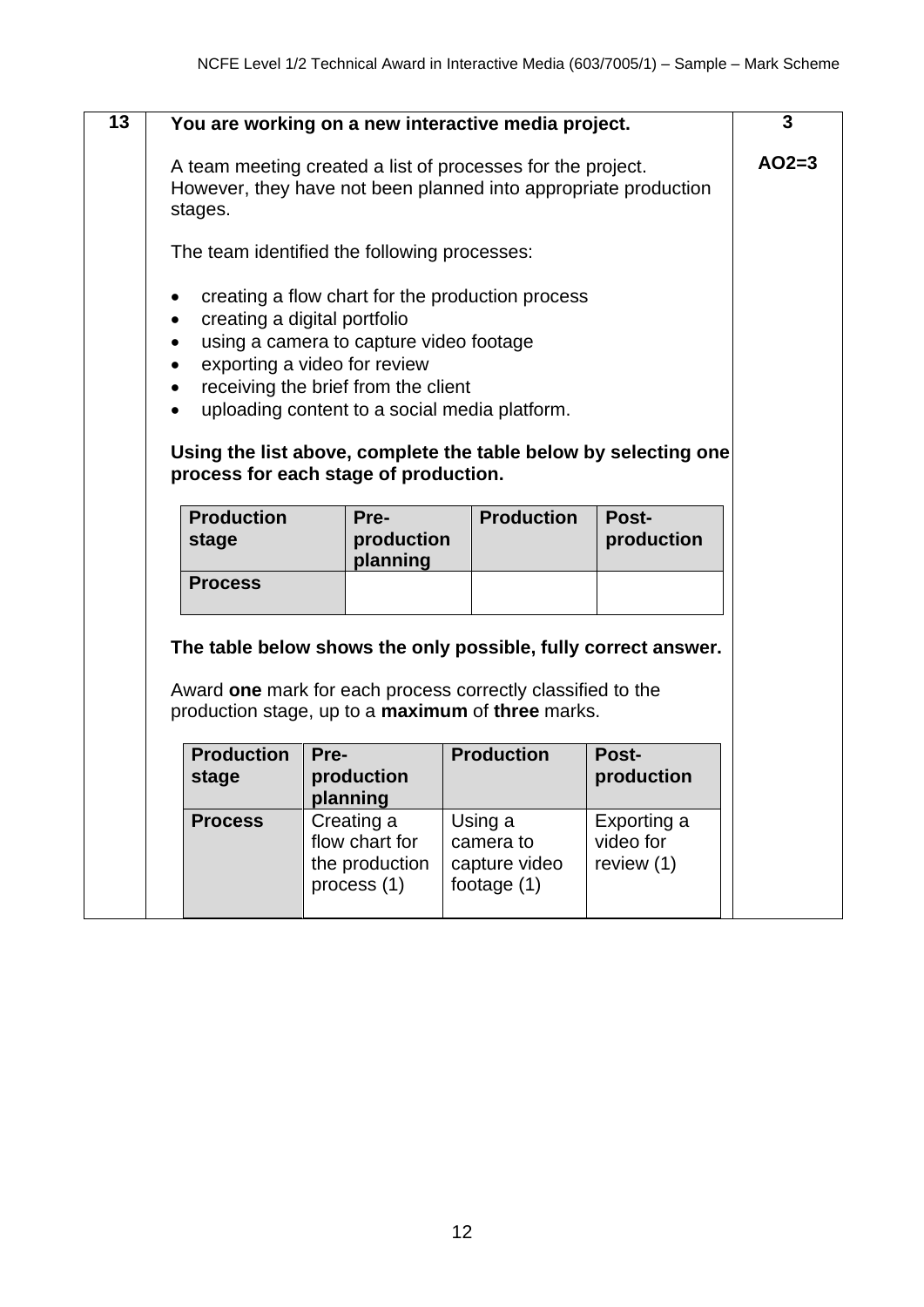**13** | **3** | **AO2=3**

**You are working on a new interactive media project.**

A team meeting created a list of processes for the project. However, they have not been planned into appropriate production stages.

The team identified the following processes:

- creating a flow chart for the production process
- creating a digital portfolio
- using a camera to capture video footage
- exporting a video for review
- receiving the brief from the client
- uploading content to a social media platform.

**Using the list above, complete the table below by selecting one process for each stage of production.**

| **Production stage** | **Pre-production planning** | **Production** | **Post-production** |
|---|---|---|---|
| **Process** | | | |

**The table below shows the only possible, fully correct answer.**

Award **one** mark for each process correctly classified to the production stage, up to a **maximum** of **three** marks.

| **Production stage** | **Pre-production planning** | **Production** | **Post-production** |
|---|---|---|---|
| **Process** | Creating a flow chart for the production process (1) | Using a camera to capture video footage (1) | Exporting a video for review (1) |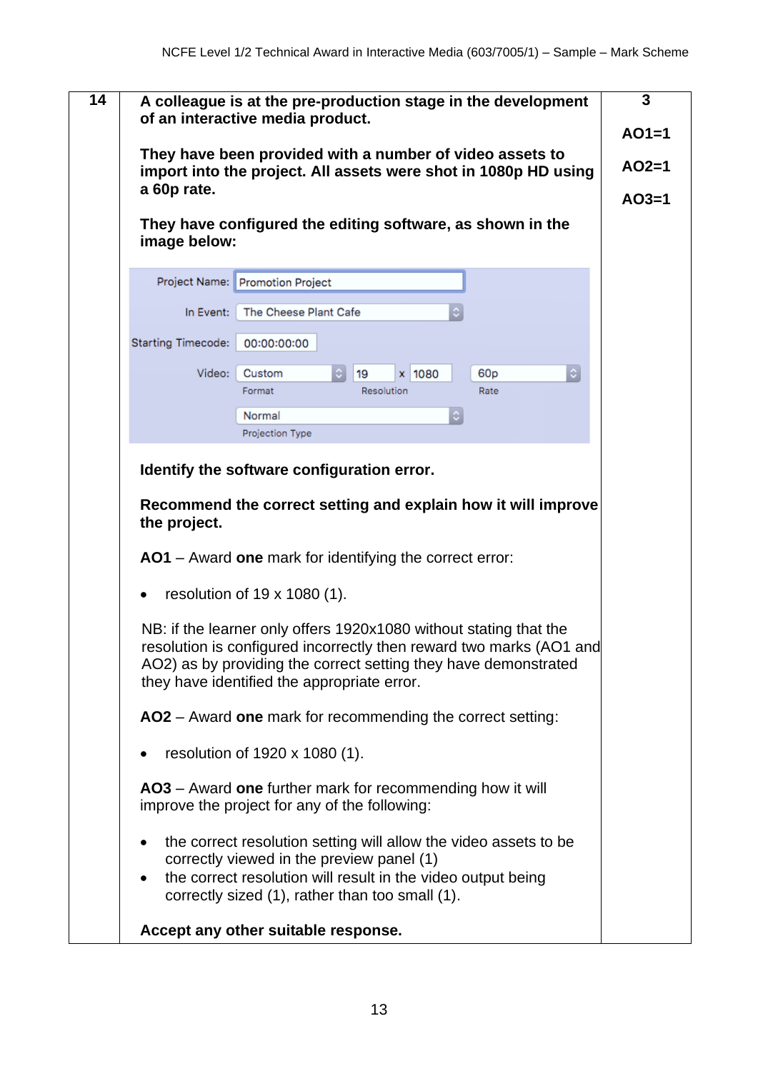| 14 | **A colleague is at the pre-production stage in the development of an interactive media product.**<br><br>**They have been provided with a number of video assets to import into the project. All assets were shot in 1080p HD using a 60p rate.**<br><br>**They have configured the editing software, as shown in the image below:**<br><br>Project Name: Promotion Project<br>In Event: The Cheese Plant Cafe<br>Starting Timecode: 00:00:00:00<br>Video: Custom (Format) 19 x 1080 (Resolution) 60p (Rate)<br>Normal (Projection Type)<br><br>**Identify the software configuration error.**<br><br>**Recommend the correct setting and explain how it will improve the project.**<br><br>**AO1** – Award **one** mark for identifying the correct error:<br><br>• resolution of 19 x 1080 (1).<br><br>NB: if the learner only offers 1920x1080 without stating that the resolution is configured incorrectly then reward two marks (AO1 and AO2) as by providing the correct setting they have demonstrated they have identified the appropriate error.<br><br>**AO2** – Award **one** mark for recommending the correct setting:<br><br>• resolution of 1920 x 1080 (1).<br><br>**AO3** – Award **one** further mark for recommending how it will improve the project for any of the following:<br><br>• the correct resolution setting will allow the video assets to be correctly viewed in the preview panel (1)<br>• the correct resolution will result in the video output being correctly sized (1), rather than too small (1).<br><br>**Accept any other suitable response.** | **3**<br><br>**AO1=1**<br><br>**AO2=1**<br><br>**AO3=1** |
|---|---|---|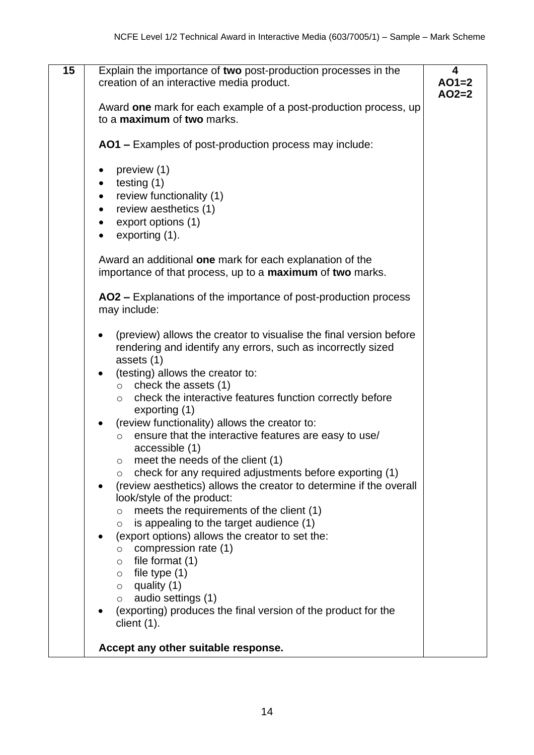| 15 | Explain the importance of **two** post-production processes in the creation of an interactive media product.<br><br>Award **one** mark for each example of a post-production process, up to a **maximum** of **two** marks.<br><br>**AO1 –** Examples of post-production process may include:<br><br>• preview (1)<br>• testing (1)<br>• review functionality (1)<br>• review aesthetics (1)<br>• export options (1)<br>• exporting (1).<br><br>Award an additional **one** mark for each explanation of the importance of that process, up to a **maximum** of **two** marks.<br><br>**AO2 –** Explanations of the importance of post-production process may include:<br><br>• (preview) allows the creator to visualise the final version before rendering and identify any errors, such as incorrectly sized assets (1)<br>• (testing) allows the creator to:<br>&nbsp;&nbsp;&nbsp;&nbsp;○ check the assets (1)<br>&nbsp;&nbsp;&nbsp;&nbsp;○ check the interactive features function correctly before exporting (1)<br>• (review functionality) allows the creator to:<br>&nbsp;&nbsp;&nbsp;&nbsp;○ ensure that the interactive features are easy to use/ accessible (1)<br>&nbsp;&nbsp;&nbsp;&nbsp;○ meet the needs of the client (1)<br>&nbsp;&nbsp;&nbsp;&nbsp;○ check for any required adjustments before exporting (1)<br>• (review aesthetics) allows the creator to determine if the overall look/style of the product:<br>&nbsp;&nbsp;&nbsp;&nbsp;○ meets the requirements of the client (1)<br>&nbsp;&nbsp;&nbsp;&nbsp;○ is appealing to the target audience (1)<br>• (export options) allows the creator to set the:<br>&nbsp;&nbsp;&nbsp;&nbsp;○ compression rate (1)<br>&nbsp;&nbsp;&nbsp;&nbsp;○ file format (1)<br>&nbsp;&nbsp;&nbsp;&nbsp;○ file type (1)<br>&nbsp;&nbsp;&nbsp;&nbsp;○ quality (1)<br>&nbsp;&nbsp;&nbsp;&nbsp;○ audio settings (1)<br>• (exporting) produces the final version of the product for the client (1).<br><br>**Accept any other suitable response.** | **4**<br>**AO1=2**<br>**AO2=2** |
|---|---|---|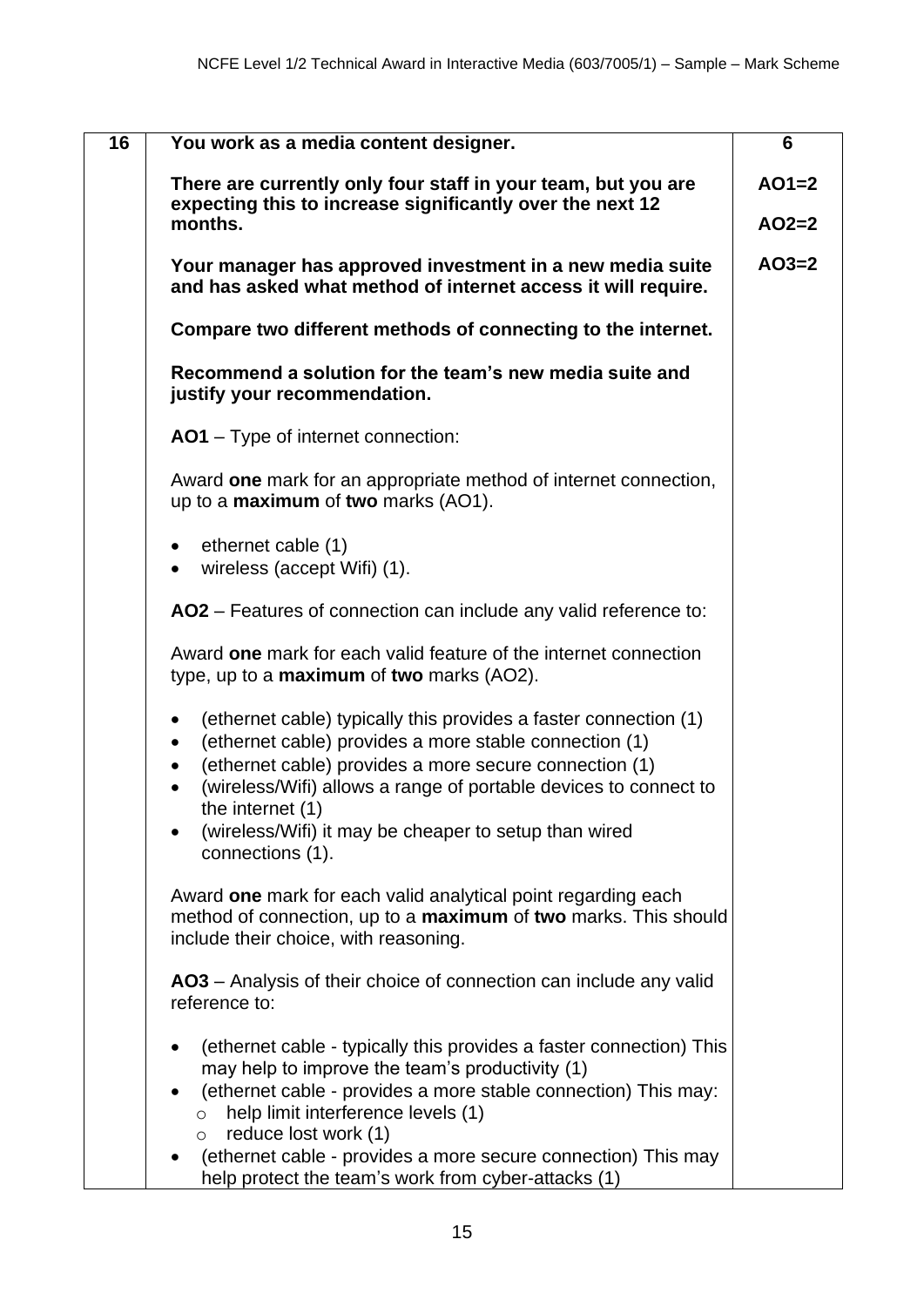| 16 | You work as a media content designer. | 6 |
|---|---|---|
| | **There are currently only four staff in your team, but you are expecting this to increase significantly over the next 12 months.**<br><br>**Your manager has approved investment in a new media suite and has asked what method of internet access it will require.**<br><br>**Compare two different methods of connecting to the internet.**<br><br>**Recommend a solution for the team's new media suite and justify your recommendation.**<br><br>**AO1** – Type of internet connection:<br><br>Award **one** mark for an appropriate method of internet connection, up to a **maximum** of **two** marks (AO1).<br><br>• ethernet cable (1)<br>• wireless (accept Wifi) (1).<br><br>**AO2** – Features of connection can include any valid reference to:<br><br>Award **one** mark for each valid feature of the internet connection type, up to a **maximum** of **two** marks (AO2).<br><br>• (ethernet cable) typically this provides a faster connection (1)<br>• (ethernet cable) provides a more stable connection (1)<br>• (ethernet cable) provides a more secure connection (1)<br>• (wireless/Wifi) allows a range of portable devices to connect to the internet (1)<br>• (wireless/Wifi) it may be cheaper to setup than wired connections (1).<br><br>Award **one** mark for each valid analytical point regarding each method of connection, up to a **maximum** of **two** marks. This should include their choice, with reasoning.<br><br>**AO3** – Analysis of their choice of connection can include any valid reference to:<br><br>• (ethernet cable - typically this provides a faster connection) This may help to improve the team's productivity (1)<br>• (ethernet cable - provides a more stable connection) This may:<br>&nbsp;&nbsp;&nbsp;&nbsp;○ help limit interference levels (1)<br>&nbsp;&nbsp;&nbsp;&nbsp;○ reduce lost work (1)<br>• (ethernet cable - provides a more secure connection) This may help protect the team's work from cyber-attacks (1) | AO1=2<br><br>AO2=2<br><br>AO3=2 |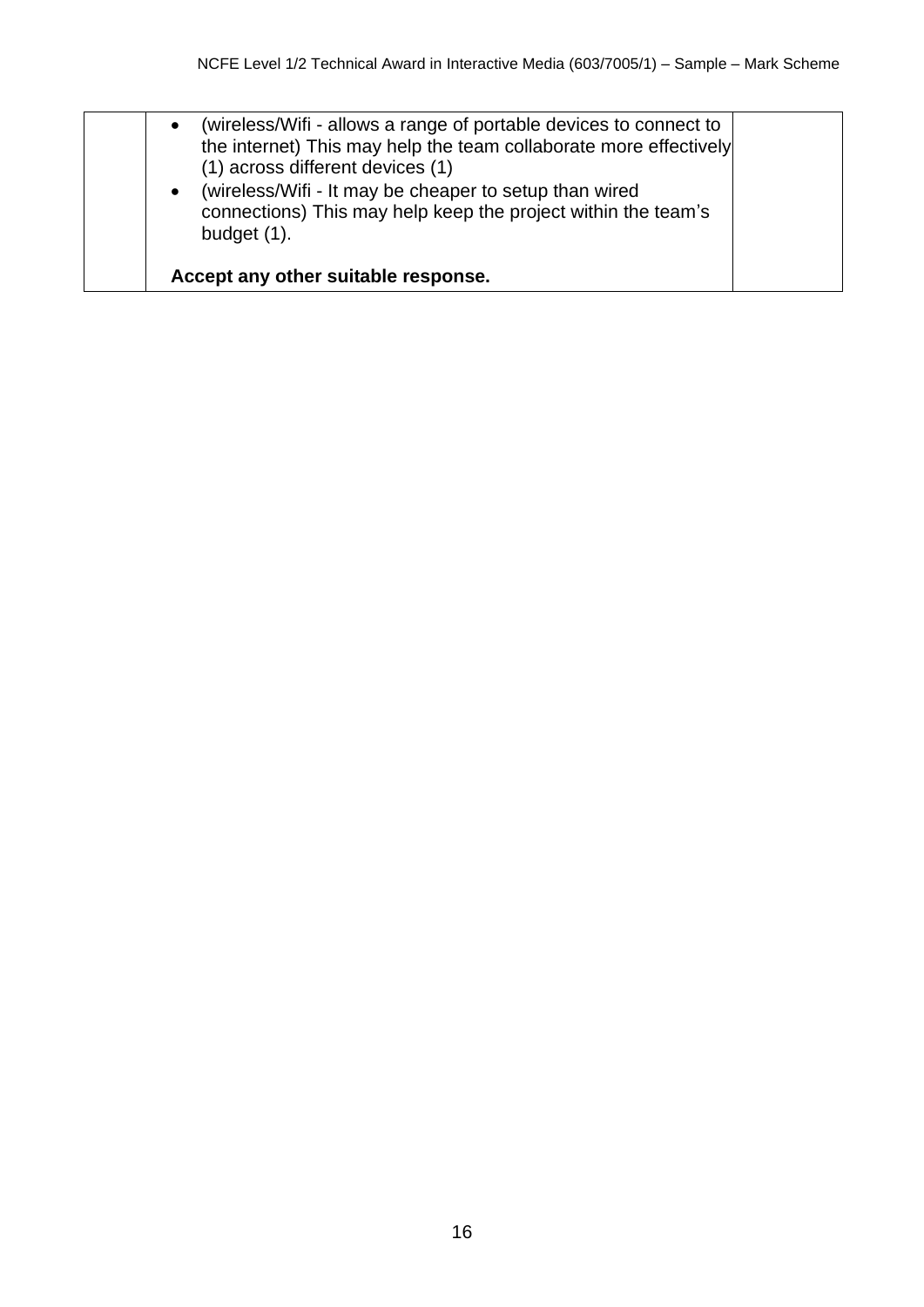|  | • (wireless/Wifi - allows a range of portable devices to connect to the internet) This may help the team collaborate more effectively (1) across different devices (1)<br>• (wireless/Wifi - It may be cheaper to setup than wired connections) This may help keep the project within the team's budget (1).<br><br>**Accept any other suitable response.** |  |
|---|---|---|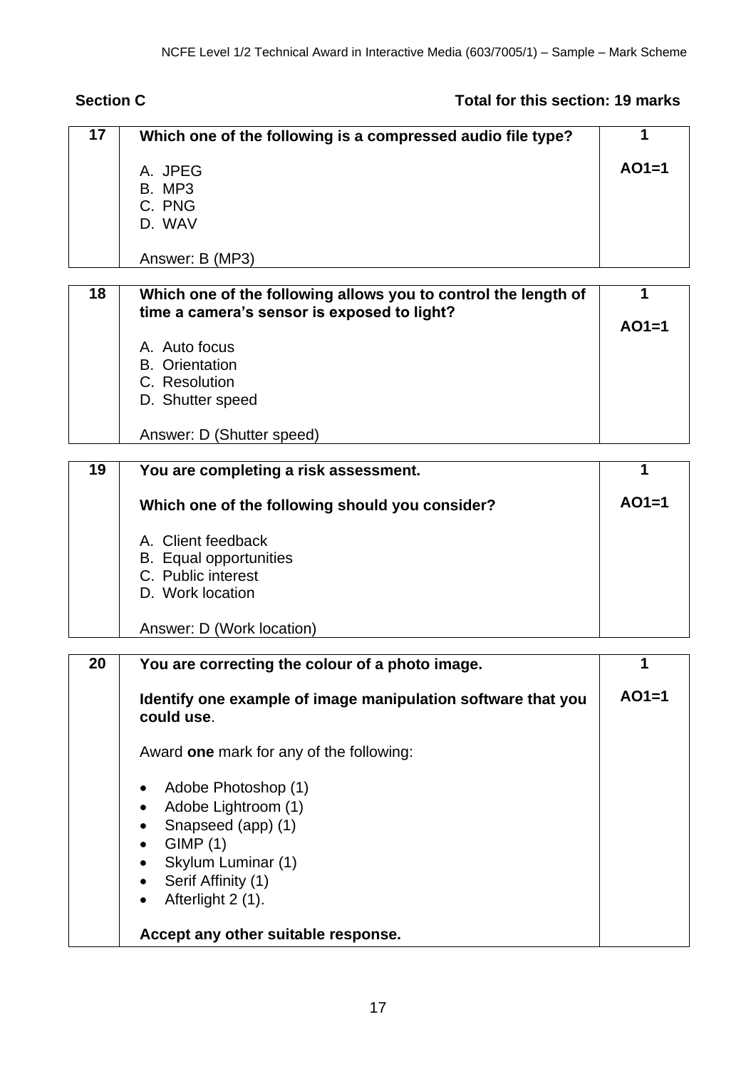**Section C** **Total for this section: 19 marks**

| | | |
|---|---|---|
| **17** | **Which one of the following is a compressed audio file type?**<br><br>A. JPEG<br>B. MP3<br>C. PNG<br>D. WAV<br><br>Answer: B (MP3) | **1**<br><br>**AO1=1** |

| | | |
|---|---|---|
| **18** | **Which one of the following allows you to control the length of time a camera's sensor is exposed to light?**<br><br>A. Auto focus<br>B. Orientation<br>C. Resolution<br>D. Shutter speed<br><br>Answer: D (Shutter speed) | **1**<br><br>**AO1=1** |

| | | |
|---|---|---|
| **19** | **You are completing a risk assessment.**<br><br>**Which one of the following should you consider?**<br><br>A. Client feedback<br>B. Equal opportunities<br>C. Public interest<br>D. Work location<br><br>Answer: D (Work location) | **1**<br><br>**AO1=1** |

| | | |
|---|---|---|
| **20** | **You are correcting the colour of a photo image.**<br><br>**Identify one example of image manipulation software that you could use**.<br><br>Award **one** mark for any of the following:<br><br>• Adobe Photoshop (1)<br>• Adobe Lightroom (1)<br>• Snapseed (app) (1)<br>• GIMP (1)<br>• Skylum Luminar (1)<br>• Serif Affinity (1)<br>• Afterlight 2 (1).<br><br>**Accept any other suitable response.** | **1**<br><br>**AO1=1** |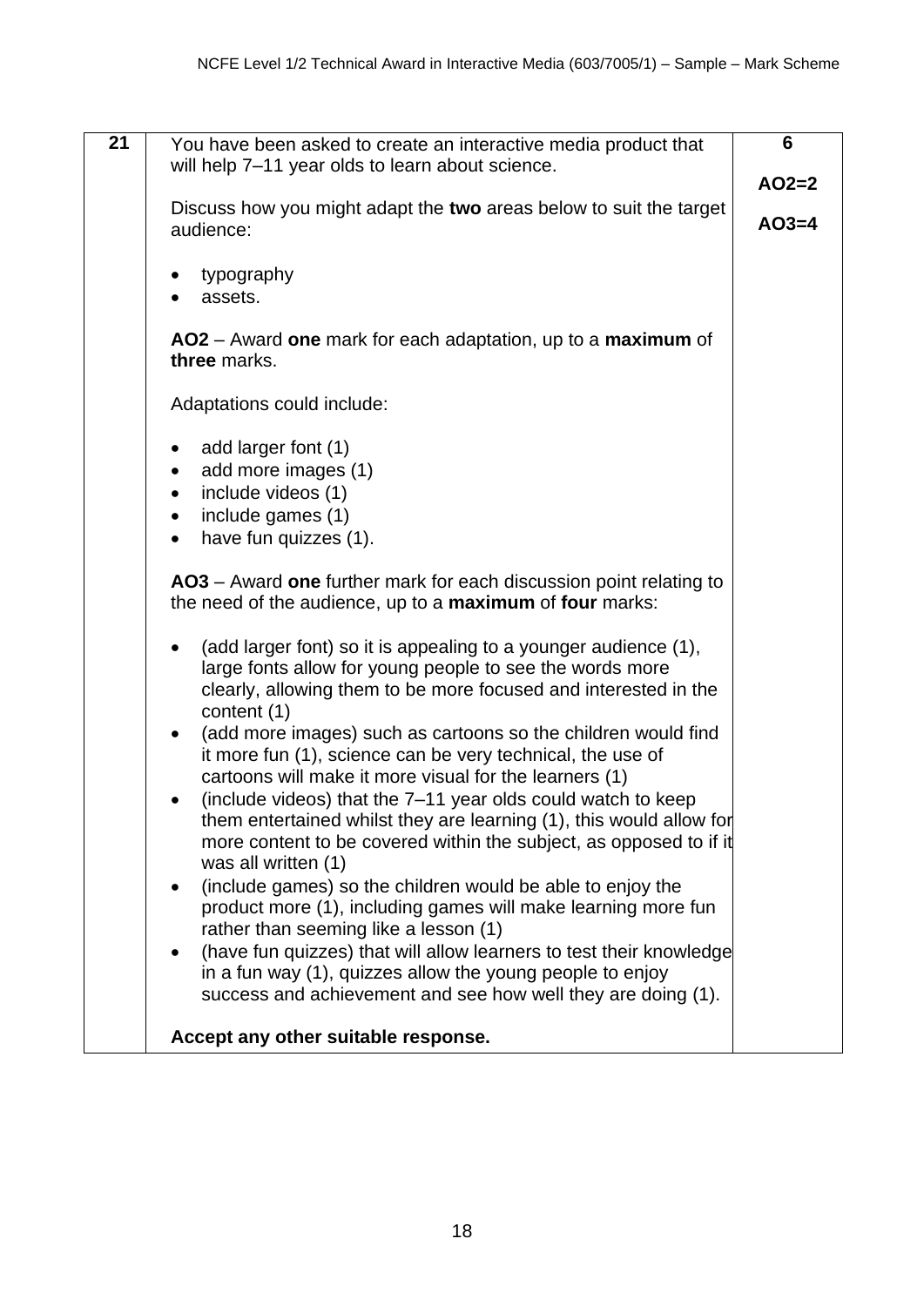| | | |
|---|---|---|
| **21** | You have been asked to create an interactive media product that will help 7–11 year olds to learn about science.<br><br>Discuss how you might adapt the **two** areas below to suit the target audience:<br><br>• typography<br>• assets.<br><br>**AO2** – Award **one** mark for each adaptation, up to a **maximum** of **three** marks.<br><br>Adaptations could include:<br><br>• add larger font (1)<br>• add more images (1)<br>• include videos (1)<br>• include games (1)<br>• have fun quizzes (1).<br><br>**AO3** – Award **one** further mark for each discussion point relating to the need of the audience, up to a **maximum** of **four** marks:<br><br>• (add larger font) so it is appealing to a younger audience (1), large fonts allow for young people to see the words more clearly, allowing them to be more focused and interested in the content (1)<br>• (add more images) such as cartoons so the children would find it more fun (1), science can be very technical, the use of cartoons will make it more visual for the learners (1)<br>• (include videos) that the 7–11 year olds could watch to keep them entertained whilst they are learning (1), this would allow for more content to be covered within the subject, as opposed to if it was all written (1)<br>• (include games) so the children would be able to enjoy the product more (1), including games will make learning more fun rather than seeming like a lesson (1)<br>• (have fun quizzes) that will allow learners to test their knowledge in a fun way (1), quizzes allow the young people to enjoy success and achievement and see how well they are doing (1).<br><br>**Accept any other suitable response.** | **6**<br><br>**AO2=2**<br><br>**AO3=4** |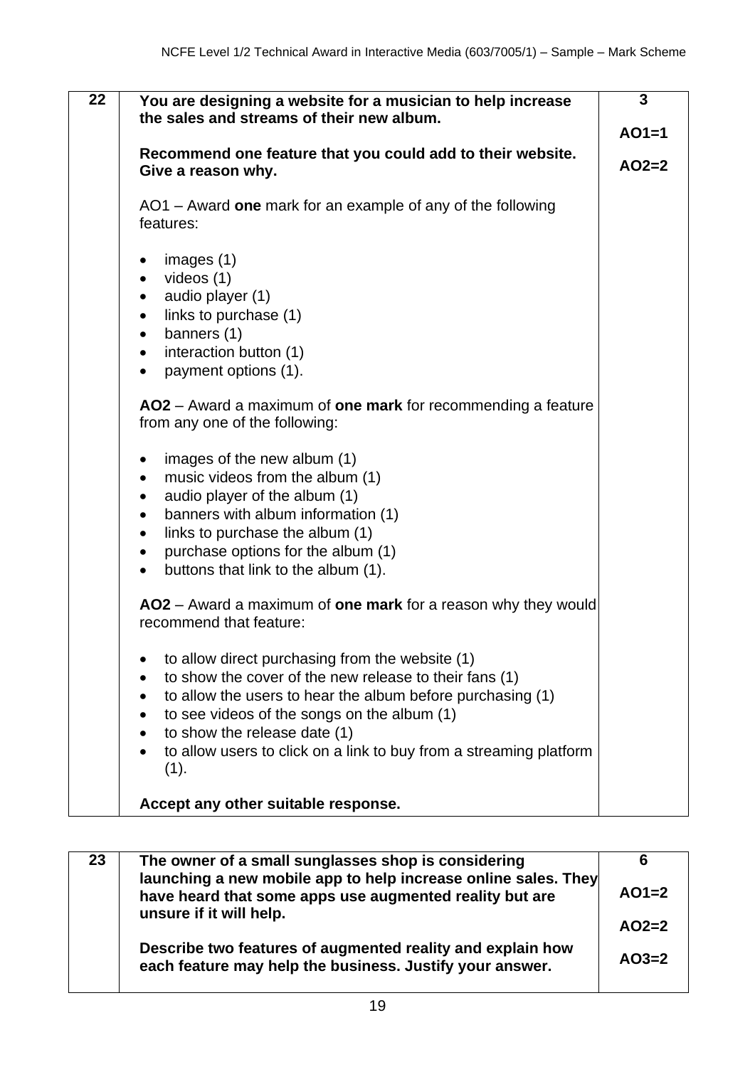| 22 | **You are designing a website for a musician to help increase the sales and streams of their new album.**<br><br>**Recommend one feature that you could add to their website. Give a reason why.**<br><br>AO1 – Award **one** mark for an example of any of the following features:<br><br>• images (1)<br>• videos (1)<br>• audio player (1)<br>• links to purchase (1)<br>• banners (1)<br>• interaction button (1)<br>• payment options (1).<br><br>**AO2** – Award a maximum of **one mark** for recommending a feature from any one of the following:<br><br>• images of the new album (1)<br>• music videos from the album (1)<br>• audio player of the album (1)<br>• banners with album information (1)<br>• links to purchase the album (1)<br>• purchase options for the album (1)<br>• buttons that link to the album (1).<br><br>**AO2** – Award a maximum of **one mark** for a reason why they would recommend that feature:<br><br>• to allow direct purchasing from the website (1)<br>• to show the cover of the new release to their fans (1)<br>• to allow the users to hear the album before purchasing (1)<br>• to see videos of the songs on the album (1)<br>• to show the release date (1)<br>• to allow users to click on a link to buy from a streaming platform (1).<br><br>**Accept any other suitable response.** | **3**<br><br>**AO1=1**<br><br>**AO2=2** |
|---|---|---|

| 23 | **The owner of a small sunglasses shop is considering launching a new mobile app to help increase online sales. They have heard that some apps use augmented reality but are unsure if it will help.**<br><br>**Describe two features of augmented reality and explain how each feature may help the business. Justify your answer.** | **6**<br><br>**AO1=2**<br><br>**AO2=2**<br><br>**AO3=2** |
|---|---|---|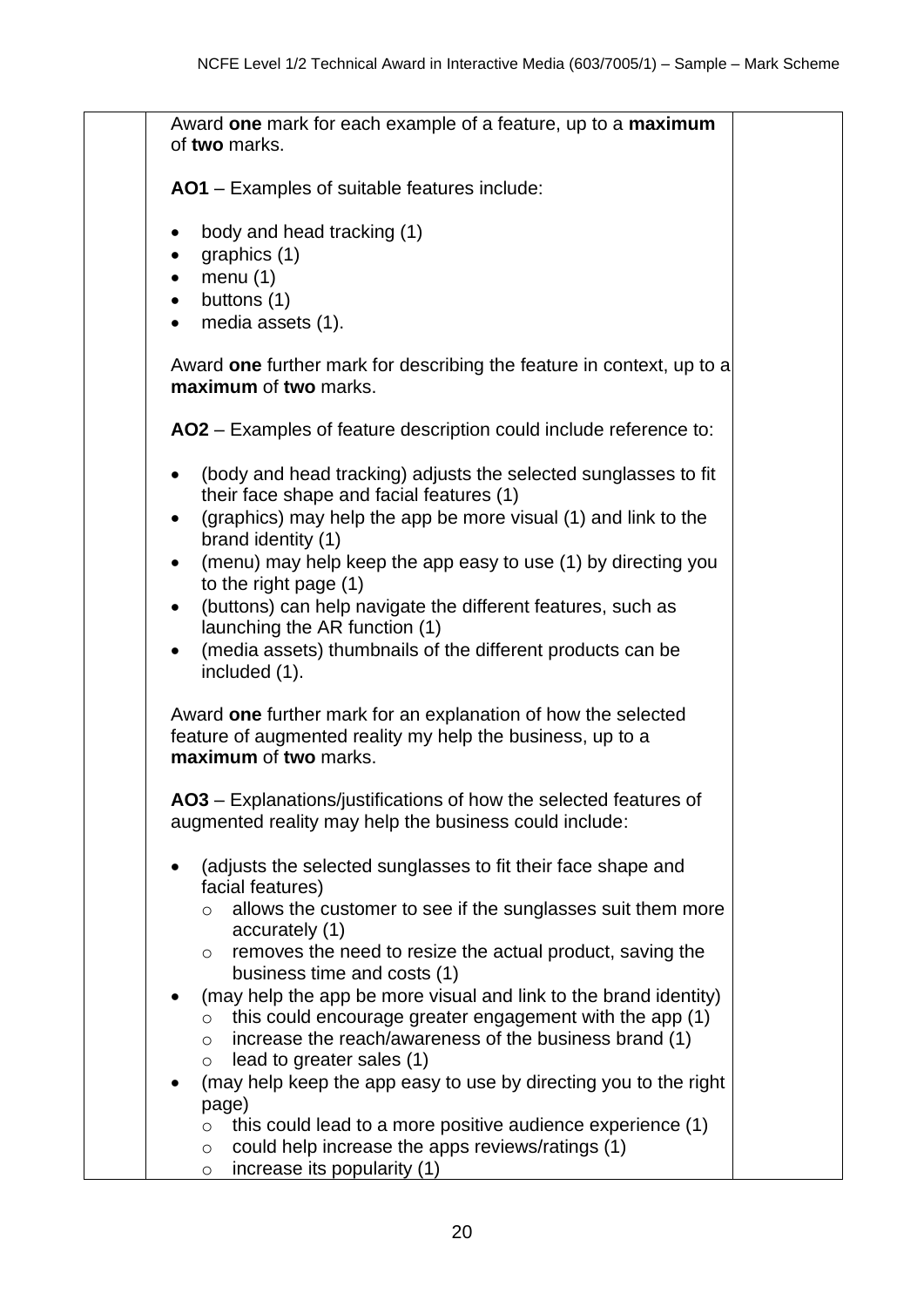Award **one** mark for each example of a feature, up to a **maximum** of **two** marks.

**AO1** – Examples of suitable features include:

- body and head tracking (1)
- graphics (1)
- menu (1)
- buttons (1)
- media assets (1).

Award **one** further mark for describing the feature in context, up to a **maximum** of **two** marks.

**AO2** – Examples of feature description could include reference to:

- (body and head tracking) adjusts the selected sunglasses to fit their face shape and facial features (1)
- (graphics) may help the app be more visual (1) and link to the brand identity (1)
- (menu) may help keep the app easy to use (1) by directing you to the right page (1)
- (buttons) can help navigate the different features, such as launching the AR function (1)
- (media assets) thumbnails of the different products can be included (1).

Award **one** further mark for an explanation of how the selected feature of augmented reality my help the business, up to a **maximum** of **two** marks.

**AO3** – Explanations/justifications of how the selected features of augmented reality may help the business could include:

- (adjusts the selected sunglasses to fit their face shape and facial features)
  - allows the customer to see if the sunglasses suit them more accurately (1)
  - removes the need to resize the actual product, saving the business time and costs (1)
- (may help the app be more visual and link to the brand identity)
  - this could encourage greater engagement with the app (1)
  - increase the reach/awareness of the business brand (1)
  - lead to greater sales (1)
- (may help keep the app easy to use by directing you to the right page)
  - this could lead to a more positive audience experience (1)
  - could help increase the apps reviews/ratings (1)
  - increase its popularity (1)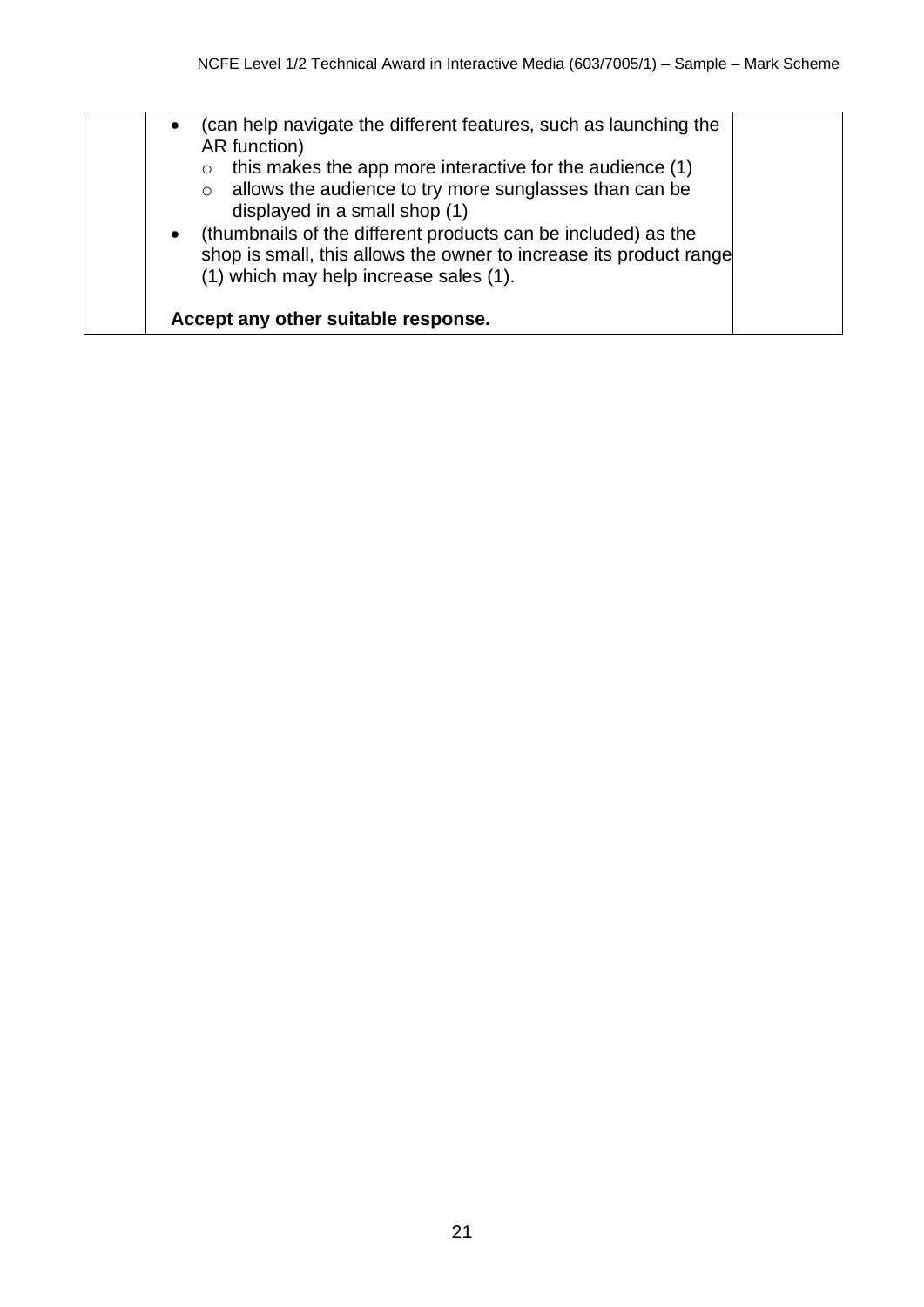| | | |
|---|---|---|
| | • (can help navigate the different features, such as launching the AR function)<br>  ◦ this makes the app more interactive for the audience (1)<br>  ◦ allows the audience to try more sunglasses than can be displayed in a small shop (1)<br>• (thumbnails of the different products can be included) as the shop is small, this allows the owner to increase its product range (1) which may help increase sales (1).<br><br>**Accept any other suitable response.** | |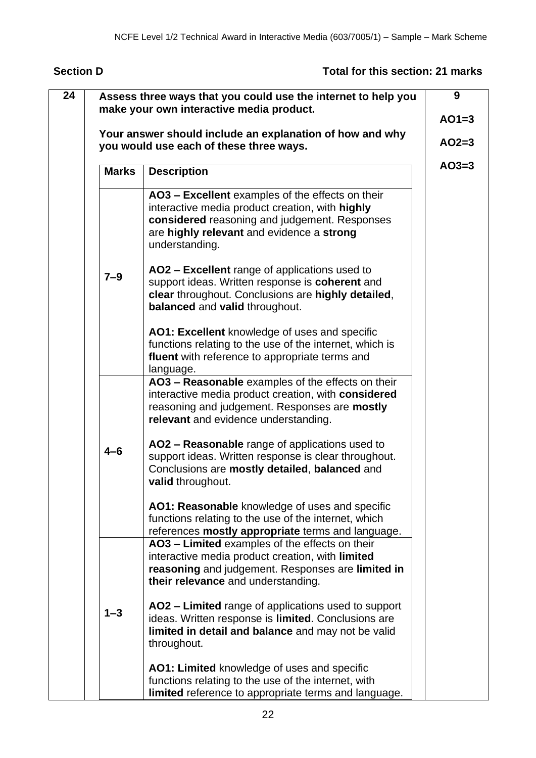**Section D** **Total for this section: 21 marks**

| 24 | Assess three ways that you could use the internet to help you make your own interactive media product.<br><br>Your answer should include an explanation of how and why you would use each of these three ways. | 9<br><br>AO1=3<br><br>AO2=3<br><br>AO3=3 |
|---|---|---|

| Marks | Description |
|---|---|
| 7–9 | **AO3 – Excellent** examples of the effects on their interactive media product creation, with **highly considered** reasoning and judgement. Responses are **highly relevant** and evidence a **strong** understanding.<br><br>**AO2 – Excellent** range of applications used to support ideas. Written response is **coherent** and **clear** throughout. Conclusions are **highly detailed**, **balanced** and **valid** throughout.<br><br>**AO1: Excellent** knowledge of uses and specific functions relating to the use of the internet, which is **fluent** with reference to appropriate terms and language. |
| 4–6 | **AO3 – Reasonable** examples of the effects on their interactive media product creation, with **considered** reasoning and judgement. Responses are **mostly relevant** and evidence understanding.<br><br>**AO2 – Reasonable** range of applications used to support ideas. Written response is clear throughout. Conclusions are **mostly detailed**, **balanced** and **valid** throughout.<br><br>**AO1: Reasonable** knowledge of uses and specific functions relating to the use of the internet, which references **mostly appropriate** terms and language. |
| 1–3 | **AO3 – Limited** examples of the effects on their interactive media product creation, with **limited reasoning** and judgement. Responses are **limited in their relevance** and understanding.<br><br>**AO2 – Limited** range of applications used to support ideas. Written response is **limited**. Conclusions are **limited in detail and balance** and may not be valid throughout.<br><br>**AO1: Limited** knowledge of uses and specific functions relating to the use of the internet, with **limited** reference to appropriate terms and language. |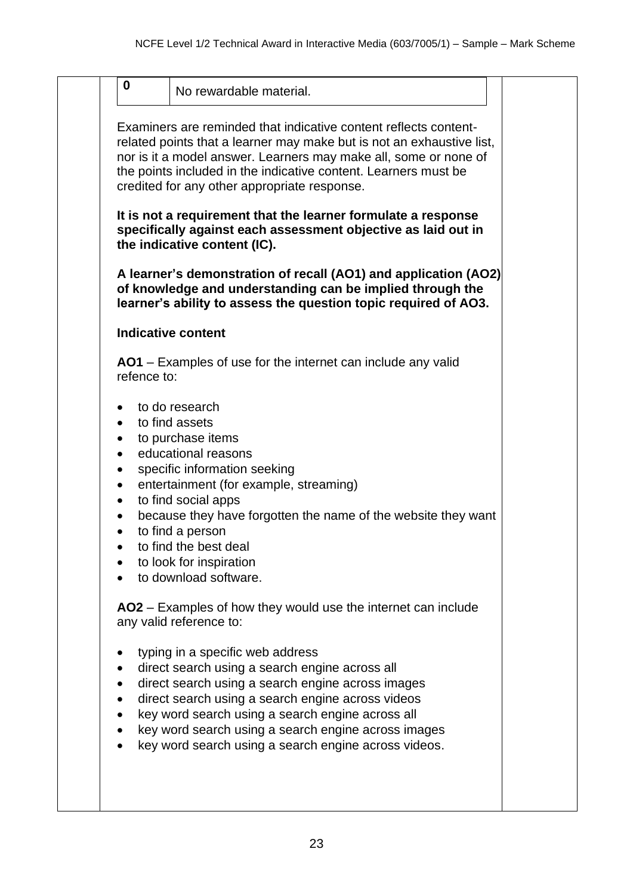| 0 | No rewardable material. |
|---|---|

Examiners are reminded that indicative content reflects content-related points that a learner may make but is not an exhaustive list, nor is it a model answer. Learners may make all, some or none of the points included in the indicative content. Learners must be credited for any other appropriate response.

**It is not a requirement that the learner formulate a response specifically against each assessment objective as laid out in the indicative content (IC).**

**A learner's demonstration of recall (AO1) and application (AO2) of knowledge and understanding can be implied through the learner's ability to assess the question topic required of AO3.**

**Indicative content**

**AO1** – Examples of use for the internet can include any valid refence to:

- to do research
- to find assets
- to purchase items
- educational reasons
- specific information seeking
- entertainment (for example, streaming)
- to find social apps
- because they have forgotten the name of the website they want
- to find a person
- to find the best deal
- to look for inspiration
- to download software.

**AO2** – Examples of how they would use the internet can include any valid reference to:

- typing in a specific web address
- direct search using a search engine across all
- direct search using a search engine across images
- direct search using a search engine across videos
- key word search using a search engine across all
- key word search using a search engine across images
- key word search using a search engine across videos.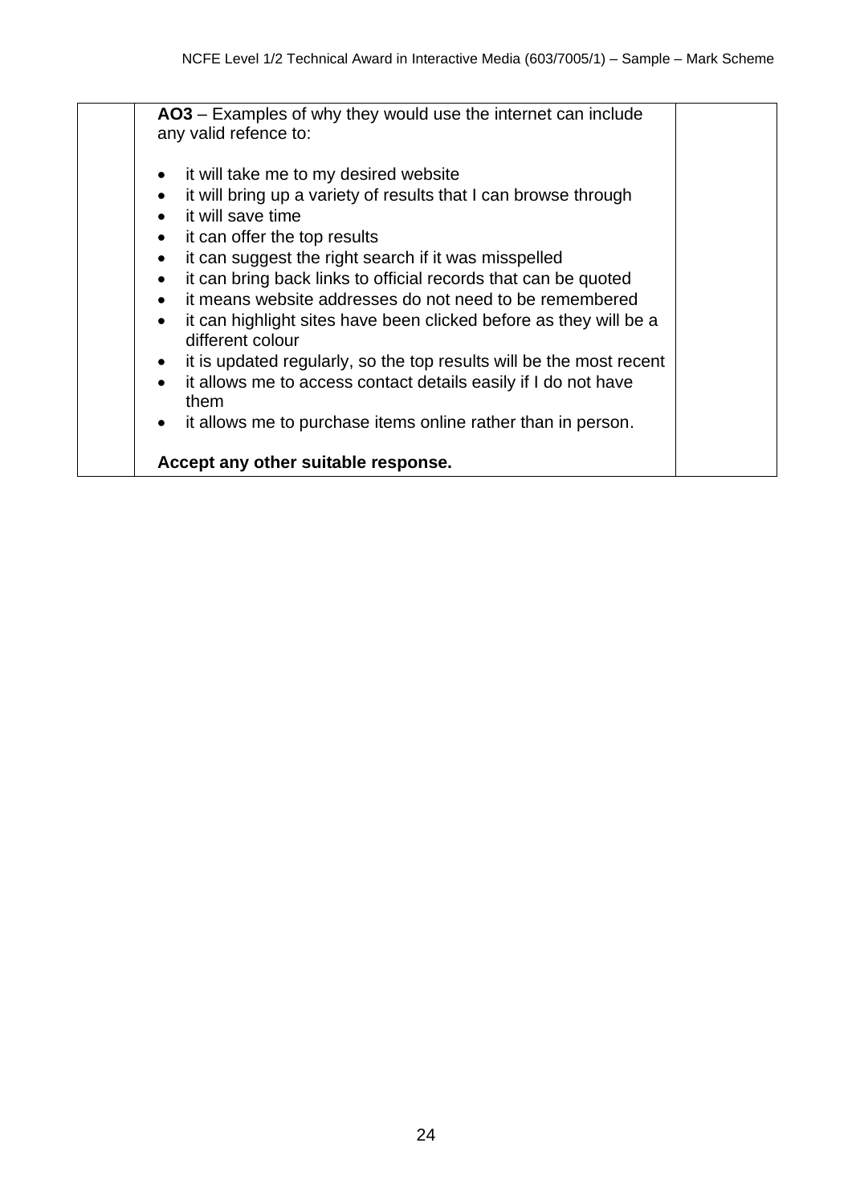| | | |
|---|---|---|
| | **AO3** – Examples of why they would use the internet can include any valid refence to:<br><br>• it will take me to my desired website<br>• it will bring up a variety of results that I can browse through<br>• it will save time<br>• it can offer the top results<br>• it can suggest the right search if it was misspelled<br>• it can bring back links to official records that can be quoted<br>• it means website addresses do not need to be remembered<br>• it can highlight sites have been clicked before as they will be a different colour<br>• it is updated regularly, so the top results will be the most recent<br>• it allows me to access contact details easily if I do not have them<br>• it allows me to purchase items online rather than in person.<br><br>**Accept any other suitable response.** | |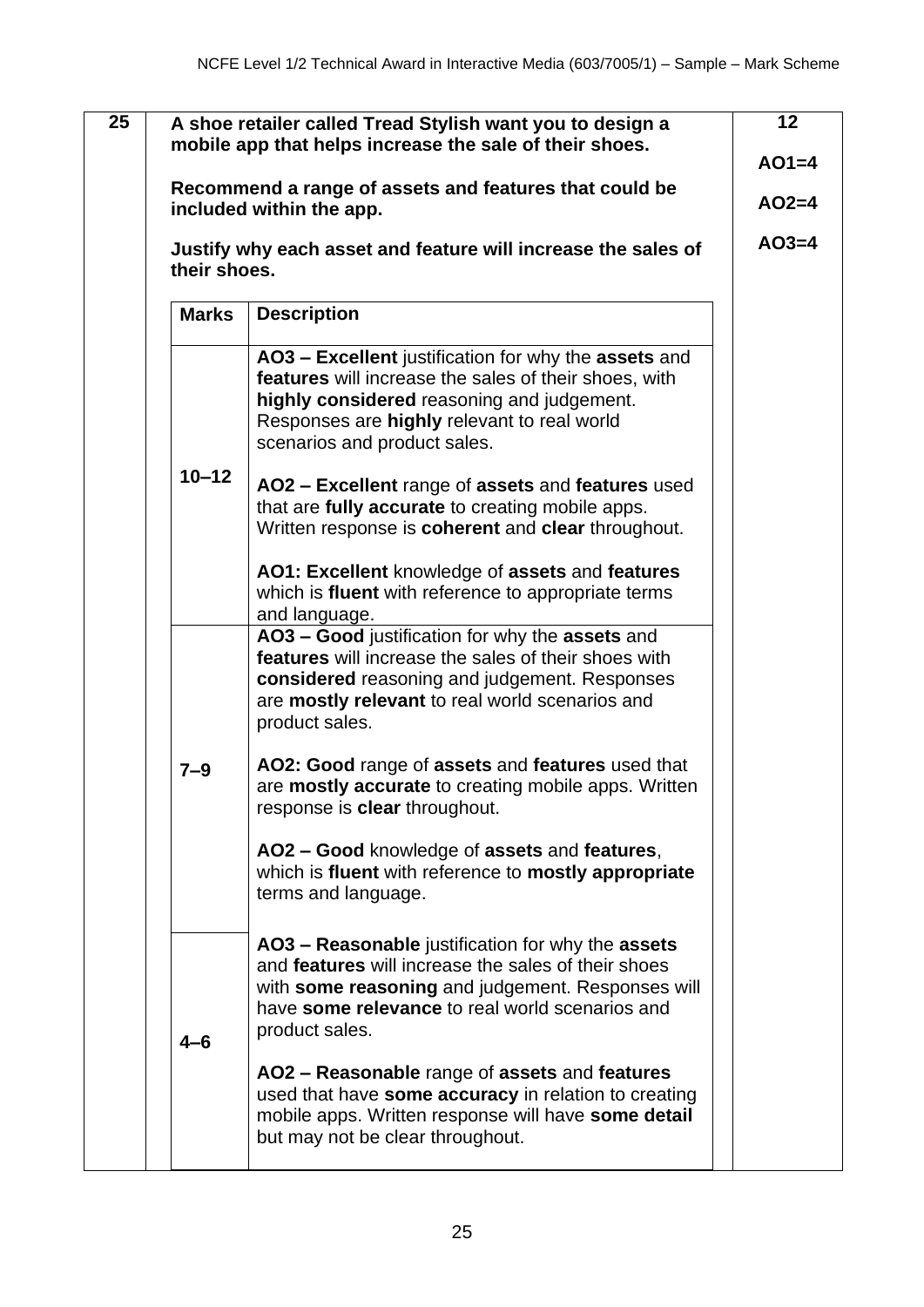| 25 | A shoe retailer called Tread Stylish want you to design a mobile app that helps increase the sale of their shoes.<br><br>Recommend a range of assets and features that could be included within the app.<br><br>Justify why each asset and feature will increase the sales of their shoes. | 12<br><br>AO1=4<br><br>AO2=4<br><br>AO3=4 |
|---|---|---|

| Marks | Description |
|---|---|
| 10–12 | **AO3 – Excellent** justification for why the **assets** and **features** will increase the sales of their shoes, with **highly considered** reasoning and judgement. Responses are **highly** relevant to real world scenarios and product sales.<br><br>**AO2 – Excellent** range of **assets** and **features** used that are **fully accurate** to creating mobile apps. Written response is **coherent** and **clear** throughout.<br><br>**AO1: Excellent** knowledge of **assets** and **features** which is **fluent** with reference to appropriate terms and language. |
| 7–9 | **AO3 – Good** justification for why the **assets** and **features** will increase the sales of their shoes with **considered** reasoning and judgement. Responses are **mostly relevant** to real world scenarios and product sales.<br><br>**AO2: Good** range of **assets** and **features** used that are **mostly accurate** to creating mobile apps. Written response is **clear** throughout.<br><br>**AO2 – Good** knowledge of **assets** and **features**, which is **fluent** with reference to **mostly appropriate** terms and language. |
| 4–6 | **AO3 – Reasonable** justification for why the **assets** and **features** will increase the sales of their shoes with **some reasoning** and judgement. Responses will have **some relevance** to real world scenarios and product sales.<br><br>**AO2 – Reasonable** range of **assets** and **features** used that have **some accuracy** in relation to creating mobile apps. Written response will have **some detail** but may not be clear throughout. |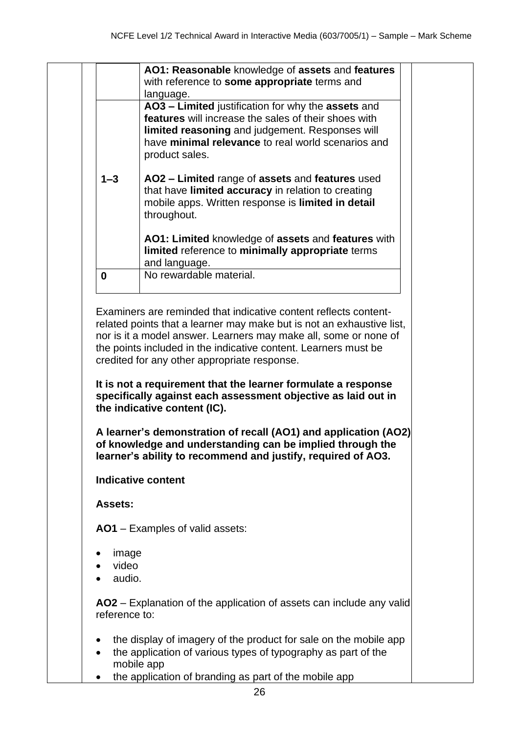| Marks | Description |
| --- | --- |
| | **AO1: Reasonable** knowledge of **assets** and **features** with reference to **some appropriate** terms and language. |
| 1–3 | **AO3 – Limited** justification for why the **assets** and **features** will increase the sales of their shoes with **limited reasoning** and judgement. Responses will have **minimal relevance** to real world scenarios and product sales.<br><br>**AO2 – Limited** range of **assets** and **features** used that have **limited accuracy** in relation to creating mobile apps. Written response is **limited in detail** throughout.<br><br>**AO1: Limited** knowledge of **assets** and **features** with **limited** reference to **minimally appropriate** terms and language. |
| 0 | No rewardable material. |

Examiners are reminded that indicative content reflects content-related points that a learner may make but is not an exhaustive list, nor is it a model answer. Learners may make all, some or none of the points included in the indicative content. Learners must be credited for any other appropriate response.

**It is not a requirement that the learner formulate a response specifically against each assessment objective as laid out in the indicative content (IC).**

**A learner's demonstration of recall (AO1) and application (AO2) of knowledge and understanding can be implied through the learner's ability to recommend and justify, required of AO3.**

**Indicative content**

**Assets:**

**AO1** – Examples of valid assets:

- image
- video
- audio.

**AO2** – Explanation of the application of assets can include any valid reference to:

- the display of imagery of the product for sale on the mobile app
- the application of various types of typography as part of the mobile app
- the application of branding as part of the mobile app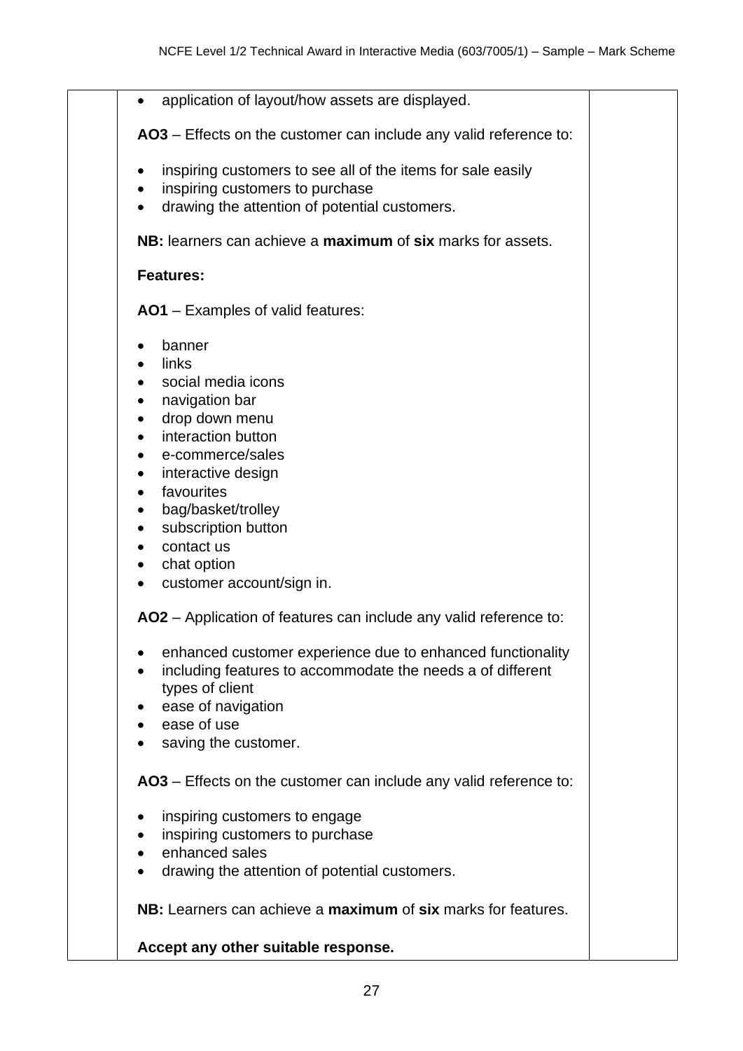- application of layout/how assets are displayed.

**AO3** – Effects on the customer can include any valid reference to:

- inspiring customers to see all of the items for sale easily
- inspiring customers to purchase
- drawing the attention of potential customers.

**NB:** learners can achieve a **maximum** of **six** marks for assets.

**Features:**

**AO1** – Examples of valid features:

- banner
- links
- social media icons
- navigation bar
- drop down menu
- interaction button
- e-commerce/sales
- interactive design
- favourites
- bag/basket/trolley
- subscription button
- contact us
- chat option
- customer account/sign in.

**AO2** – Application of features can include any valid reference to:

- enhanced customer experience due to enhanced functionality
- including features to accommodate the needs a of different types of client
- ease of navigation
- ease of use
- saving the customer.

**AO3** – Effects on the customer can include any valid reference to:

- inspiring customers to engage
- inspiring customers to purchase
- enhanced sales
- drawing the attention of potential customers.

**NB:** Learners can achieve a **maximum** of **six** marks for features.

**Accept any other suitable response.**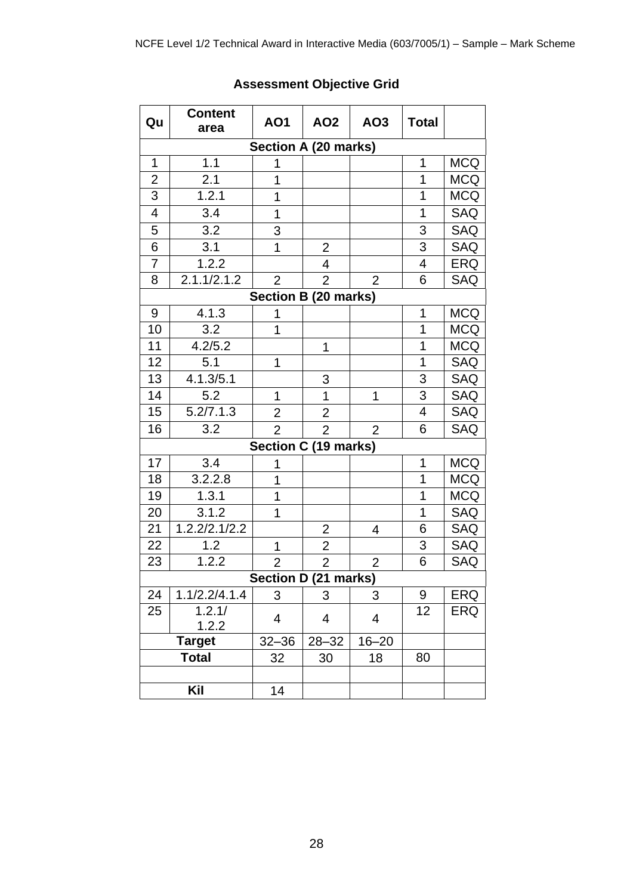## Assessment Objective Grid

| Qu | Content area | AO1 | AO2 | AO3 | Total | |
|---|---|---|---|---|---|---|
| **Section A (20 marks)** | | | | | | |
| 1 | 1.1 | 1 | | | 1 | MCQ |
| 2 | 2.1 | 1 | | | 1 | MCQ |
| 3 | 1.2.1 | 1 | | | 1 | MCQ |
| 4 | 3.4 | 1 | | | 1 | SAQ |
| 5 | 3.2 | 3 | | | 3 | SAQ |
| 6 | 3.1 | 1 | 2 | | 3 | SAQ |
| 7 | 1.2.2 | | 4 | | 4 | ERQ |
| 8 | 2.1.1/2.1.2 | 2 | 2 | 2 | 6 | SAQ |
| **Section B (20 marks)** | | | | | | |
| 9 | 4.1.3 | 1 | | | 1 | MCQ |
| 10 | 3.2 | 1 | | | 1 | MCQ |
| 11 | 4.2/5.2 | | 1 | | 1 | MCQ |
| 12 | 5.1 | 1 | | | 1 | SAQ |
| 13 | 4.1.3/5.1 | | 3 | | 3 | SAQ |
| 14 | 5.2 | 1 | 1 | 1 | 3 | SAQ |
| 15 | 5.2/7.1.3 | 2 | 2 | | 4 | SAQ |
| 16 | 3.2 | 2 | 2 | 2 | 6 | SAQ |
| **Section C (19 marks)** | | | | | | |
| 17 | 3.4 | 1 | | | 1 | MCQ |
| 18 | 3.2.2.8 | 1 | | | 1 | MCQ |
| 19 | 1.3.1 | 1 | | | 1 | MCQ |
| 20 | 3.1.2 | 1 | | | 1 | SAQ |
| 21 | 1.2.2/2.1/2.2 | | 2 | 4 | 6 | SAQ |
| 22 | 1.2 | 1 | 2 | | 3 | SAQ |
| 23 | 1.2.2 | 2 | 2 | 2 | 6 | SAQ |
| **Section D (21 marks)** | | | | | | |
| 24 | 1.1/2.2/4.1.4 | 3 | 3 | 3 | 9 | ERQ |
| 25 | 1.2.1/ 1.2.2 | 4 | 4 | 4 | 12 | ERQ |
| **Target** | | 32–36 | 28–32 | 16–20 | | |
| **Total** | | 32 | 30 | 18 | 80 | |
| | | | | | | |
| **Kil** | | 14 | | | | |